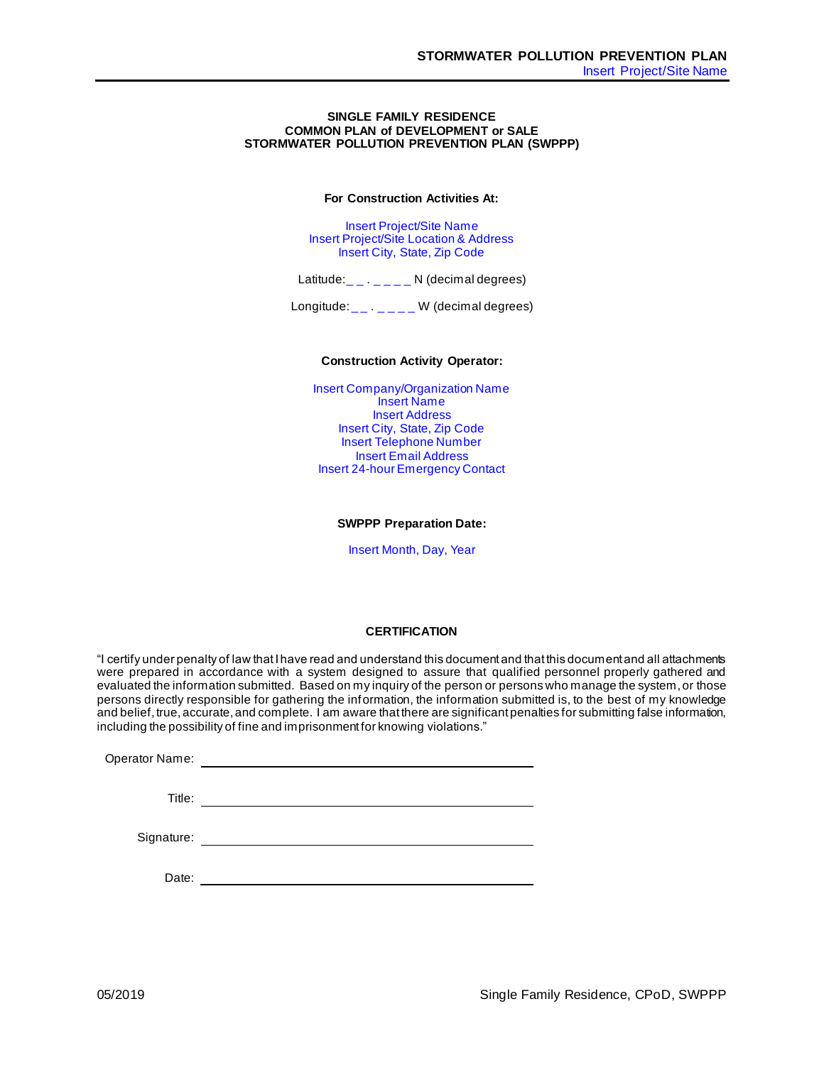**SINGLE FAMILY RESIDENCE**
**COMMON PLAN of DEVELOPMENT or SALE**
**STORMWATER POLLUTION PREVENTION PLAN (SWPPP)**

**For Construction Activities At:**

Insert Project/Site Name
Insert Project/Site Location & Address
Insert City, State, Zip Code

Latitude: _ _ . _ _ _ _ N (decimal degrees)

Longitude: _ _ . _ _ _ _ W (decimal degrees)

**Construction Activity Operator:**

Insert Company/Organization Name
Insert Name
Insert Address
Insert City, State, Zip Code
Insert Telephone Number
Insert Email Address
Insert 24-hour Emergency Contact

**SWPPP Preparation Date:**

Insert Month, Day, Year

**CERTIFICATION**

"I certify under penalty of law that I have read and understand this document and that this document and all attachments were prepared in accordance with a system designed to assure that qualified personnel properly gathered and evaluated the information submitted. Based on my inquiry of the person or persons who manage the system, or those persons directly responsible for gathering the information, the information submitted is, to the best of my knowledge and belief, true, accurate, and complete. I am aware that there are significant penalties for submitting false information, including the possibility of fine and imprisonment for knowing violations."

Operator Name: ______________________________

Title: ______________________________

Signature: ______________________________

Date: ______________________________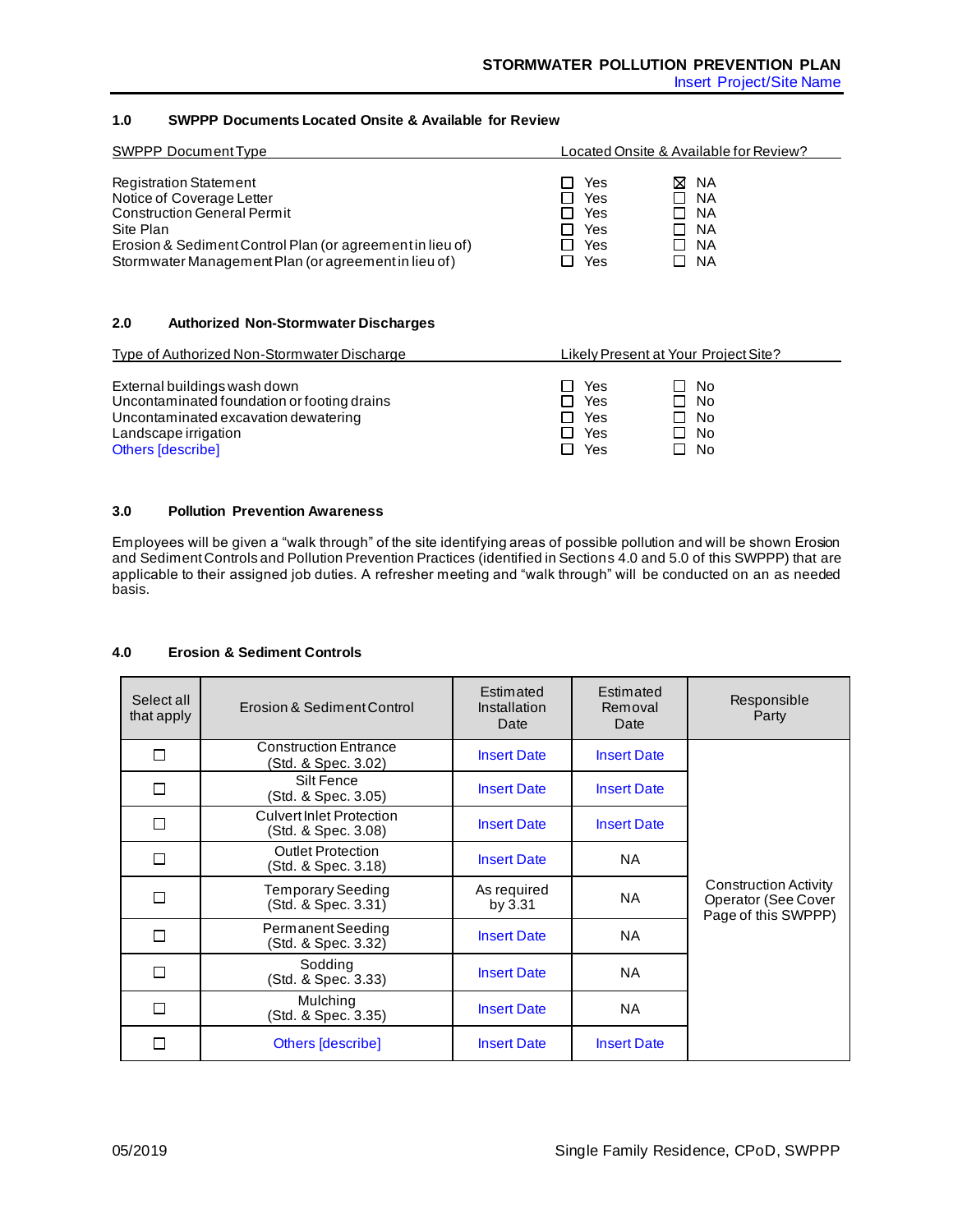## 1.0 SWPPP Documents Located Onsite & Available for Review

| SWPPP Document Type | Located Onsite & Available for Review? | |
|---|---|---|
| Registration Statement | ☐ Yes | ☒ NA |
| Notice of Coverage Letter | ☐ Yes | ☐ NA |
| Construction General Permit | ☐ Yes | ☐ NA |
| Site Plan | ☐ Yes | ☐ NA |
| Erosion & Sediment Control Plan (or agreement in lieu of) | ☐ Yes | ☐ NA |
| Stormwater Management Plan (or agreement in lieu of) | ☐ Yes | ☐ NA |

## 2.0 Authorized Non-Stormwater Discharges

| Type of Authorized Non-Stormwater Discharge | Likely Present at Your Project Site? | |
|---|---|---|
| External buildings wash down | ☐ Yes | ☐ No |
| Uncontaminated foundation or footing drains | ☐ Yes | ☐ No |
| Uncontaminated excavation dewatering | ☐ Yes | ☐ No |
| Landscape irrigation | ☐ Yes | ☐ No |
| Others [describe] | ☐ Yes | ☐ No |

## 3.0 Pollution Prevention Awareness

Employees will be given a "walk through" of the site identifying areas of possible pollution and will be shown Erosion and Sediment Controls and Pollution Prevention Practices (identified in Sections 4.0 and 5.0 of this SWPPP) that are applicable to their assigned job duties. A refresher meeting and "walk through" will be conducted on an as needed basis.

## 4.0 Erosion & Sediment Controls

| Select all that apply | Erosion & Sediment Control | Estimated Installation Date | Estimated Removal Date | Responsible Party |
|---|---|---|---|---|
| ☐ | Construction Entrance (Std. & Spec. 3.02) | Insert Date | Insert Date | Construction Activity Operator (See Cover Page of this SWPPP) |
| ☐ | Silt Fence (Std. & Spec. 3.05) | Insert Date | Insert Date | |
| ☐ | Culvert Inlet Protection (Std. & Spec. 3.08) | Insert Date | Insert Date | |
| ☐ | Outlet Protection (Std. & Spec. 3.18) | Insert Date | NA | |
| ☐ | Temporary Seeding (Std. & Spec. 3.31) | As required by 3.31 | NA | |
| ☐ | Permanent Seeding (Std. & Spec. 3.32) | Insert Date | NA | |
| ☐ | Sodding (Std. & Spec. 3.33) | Insert Date | NA | |
| ☐ | Mulching (Std. & Spec. 3.35) | Insert Date | NA | |
| ☐ | Others [describe] | Insert Date | Insert Date | |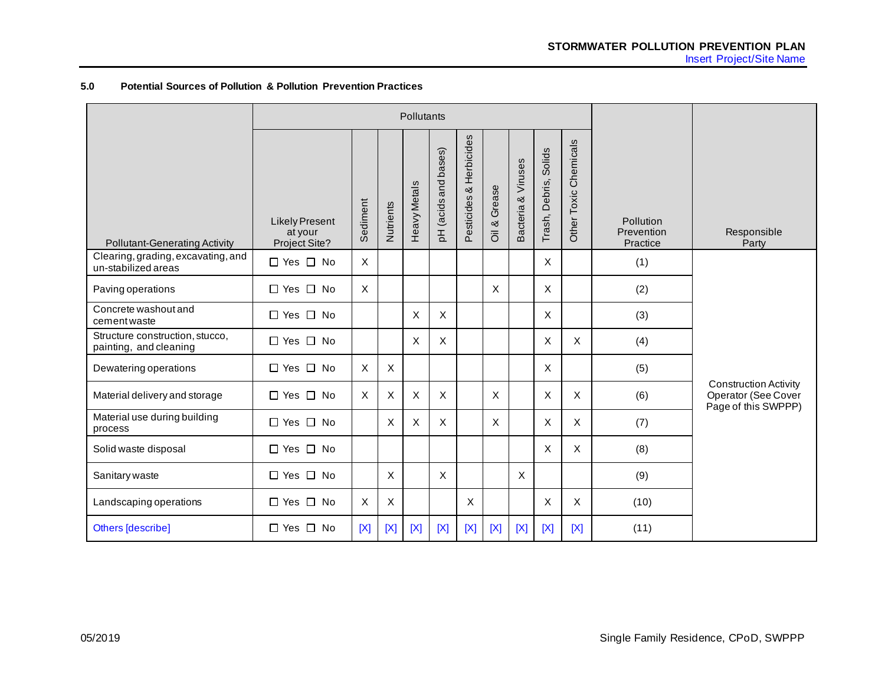### 5.0 Potential Sources of Pollution & Pollution Prevention Practices

| Pollutant-Generating Activity | Likely Present at your Project Site? | Pollutants | | | | | | | | | Pollution Prevention Practice | Responsible Party |
|---|---|---|---|---|---|---|---|---|---|---|---|---|
| | | Sediment | Nutrients | Heavy Metals | pH (acids and bases) | Pesticides & Herbicides | Oil & Grease | Bacteria & Viruses | Trash, Debris, Solids | Other Toxic Chemicals | | |
| Clearing, grading, excavating, and un-stabilized areas | ☐ Yes ☐ No | X | | | | | | | X | | (1) | Construction Activity Operator (See Cover Page of this SWPPP) |
| Paving operations | ☐ Yes ☐ No | X | | | | | X | | X | | (2) | |
| Concrete washout and cement waste | ☐ Yes ☐ No | | | X | X | | | | X | | (3) | |
| Structure construction, stucco, painting, and cleaning | ☐ Yes ☐ No | | | X | X | | | | X | X | (4) | |
| Dewatering operations | ☐ Yes ☐ No | X | X | | | | | | X | | (5) | |
| Material delivery and storage | ☐ Yes ☐ No | X | X | X | X | | X | | X | X | (6) | |
| Material use during building process | ☐ Yes ☐ No | | X | X | X | | X | | X | X | (7) | |
| Solid waste disposal | ☐ Yes ☐ No | | | | | | | | X | X | (8) | |
| Sanitary waste | ☐ Yes ☐ No | | X | | X | | | X | | | (9) | |
| Landscaping operations | ☐ Yes ☐ No | X | X | | | X | | | X | X | (10) | |
| Others [describe] | ☐ Yes ☐ No | [X] | [X] | [X] | [X] | [X] | [X] | [X] | [X] | [X] | (11) | |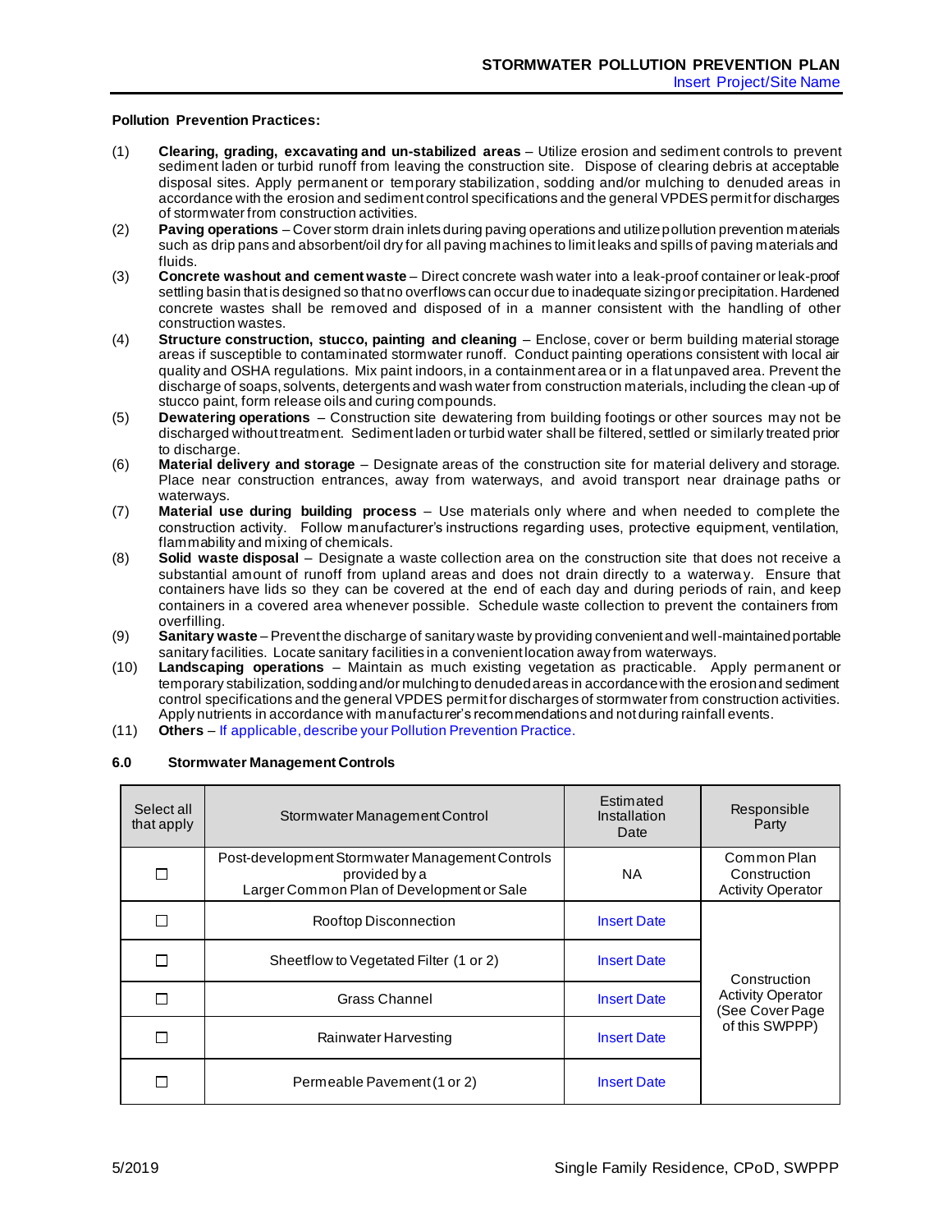**Pollution Prevention Practices:**

(1) **Clearing, grading, excavating and un-stabilized areas** – Utilize erosion and sediment controls to prevent sediment laden or turbid runoff from leaving the construction site. Dispose of clearing debris at acceptable disposal sites. Apply permanent or temporary stabilization, sodding and/or mulching to denuded areas in accordance with the erosion and sediment control specifications and the general VPDES permit for discharges of stormwater from construction activities.

(2) **Paving operations** – Cover storm drain inlets during paving operations and utilize pollution prevention materials such as drip pans and absorbent/oil dry for all paving machines to limit leaks and spills of paving materials and fluids.

(3) **Concrete washout and cement waste** – Direct concrete wash water into a leak-proof container or leak-proof settling basin that is designed so that no overflows can occur due to inadequate sizing or precipitation. Hardened concrete wastes shall be removed and disposed of in a manner consistent with the handling of other construction wastes.

(4) **Structure construction, stucco, painting and cleaning** – Enclose, cover or berm building material storage areas if susceptible to contaminated stormwater runoff. Conduct painting operations consistent with local air quality and OSHA regulations. Mix paint indoors, in a containment area or in a flat unpaved area. Prevent the discharge of soaps, solvents, detergents and wash water from construction materials, including the clean-up of stucco paint, form release oils and curing compounds.

(5) **Dewatering operations** – Construction site dewatering from building footings or other sources may not be discharged without treatment. Sediment laden or turbid water shall be filtered, settled or similarly treated prior to discharge.

(6) **Material delivery and storage** – Designate areas of the construction site for material delivery and storage. Place near construction entrances, away from waterways, and avoid transport near drainage paths or waterways.

(7) **Material use during building process** – Use materials only where and when needed to complete the construction activity. Follow manufacturer's instructions regarding uses, protective equipment, ventilation, flammability and mixing of chemicals.

(8) **Solid waste disposal** – Designate a waste collection area on the construction site that does not receive a substantial amount of runoff from upland areas and does not drain directly to a waterway. Ensure that containers have lids so they can be covered at the end of each day and during periods of rain, and keep containers in a covered area whenever possible. Schedule waste collection to prevent the containers from overfilling.

(9) **Sanitary waste** – Prevent the discharge of sanitary waste by providing convenient and well-maintained portable sanitary facilities. Locate sanitary facilities in a convenient location away from waterways.

(10) **Landscaping operations** – Maintain as much existing vegetation as practicable. Apply permanent or temporary stabilization, sodding and/or mulching to denuded areas in accordance with the erosion and sediment control specifications and the general VPDES permit for discharges of stormwater from construction activities. Apply nutrients in accordance with manufacturer's recommendations and not during rainfall events.

(11) **Others** – If applicable, describe your Pollution Prevention Practice.

## 6.0 Stormwater Management Controls

| Select all that apply | Stormwater Management Control | Estimated Installation Date | Responsible Party |
|---|---|---|---|
| ☐ | Post-development Stormwater Management Controls provided by a Larger Common Plan of Development or Sale | NA | Common Plan Construction Activity Operator |
| ☐ | Rooftop Disconnection | Insert Date | Construction Activity Operator (See Cover Page of this SWPPP) |
| ☐ | Sheetflow to Vegetated Filter (1 or 2) | Insert Date | |
| ☐ | Grass Channel | Insert Date | |
| ☐ | Rainwater Harvesting | Insert Date | |
| ☐ | Permeable Pavement (1 or 2) | Insert Date | |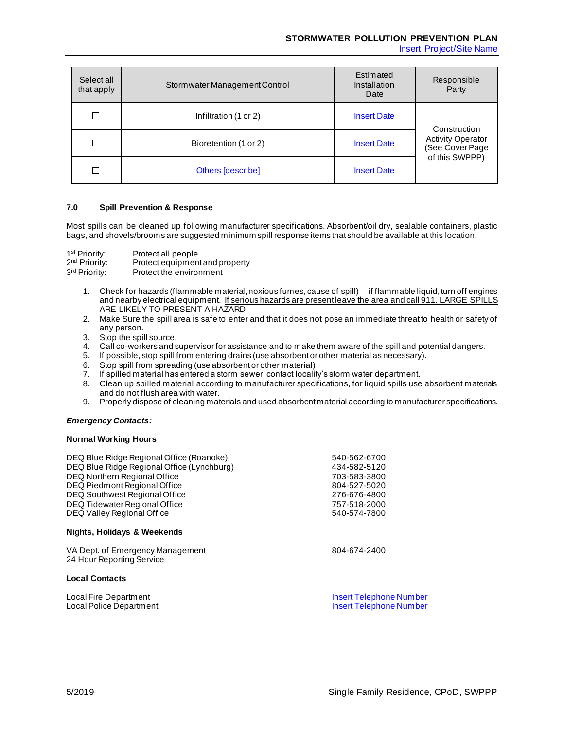| Select all that apply | Stormwater Management Control | Estimated Installation Date | Responsible Party |
|---|---|---|---|
| ☐ | Infiltration (1 or 2) | Insert Date | Construction Activity Operator (See Cover Page of this SWPPP) |
| ☐ | Bioretention (1 or 2) | Insert Date | |
| ☐ | Others [describe] | Insert Date | |

### 7.0 Spill Prevention & Response

Most spills can be cleaned up following manufacturer specifications. Absorbent/oil dry, sealable containers, plastic bags, and shovels/brooms are suggested minimum spill response items that should be available at this location.

1st Priority: Protect all people
2nd Priority: Protect equipment and property
3rd Priority: Protect the environment

1. Check for hazards (flammable material, noxious fumes, cause of spill) – if flammable liquid, turn off engines and nearby electrical equipment. <u>If serious hazards are present leave the area and call 911. LARGE SPILLS ARE LIKELY TO PRESENT A HAZARD.</u>
2. Make Sure the spill area is safe to enter and that it does not pose an immediate threat to health or safety of any person.
3. Stop the spill source.
4. Call co-workers and supervisor for assistance and to make them aware of the spill and potential dangers.
5. If possible, stop spill from entering drains (use absorbent or other material as necessary).
6. Stop spill from spreading (use absorbent or other material)
7. If spilled material has entered a storm sewer; contact locality's storm water department.
8. Clean up spilled material according to manufacturer specifications, for liquid spills use absorbent materials and do not flush area with water.
9. Properly dispose of cleaning materials and used absorbent material according to manufacturer specifications.

***Emergency Contacts:***

**Normal Working Hours**

| | |
|---|---|
| DEQ Blue Ridge Regional Office (Roanoke) | 540-562-6700 |
| DEQ Blue Ridge Regional Office (Lynchburg) | 434-582-5120 |
| DEQ Northern Regional Office | 703-583-3800 |
| DEQ Piedmont Regional Office | 804-527-5020 |
| DEQ Southwest Regional Office | 276-676-4800 |
| DEQ Tidewater Regional Office | 757-518-2000 |
| DEQ Valley Regional Office | 540-574-7800 |

**Nights, Holidays & Weekends**

| | |
|---|---|
| VA Dept. of Emergency Management 24 Hour Reporting Service | 804-674-2400 |

**Local Contacts**

| | |
|---|---|
| Local Fire Department | Insert Telephone Number |
| Local Police Department | Insert Telephone Number |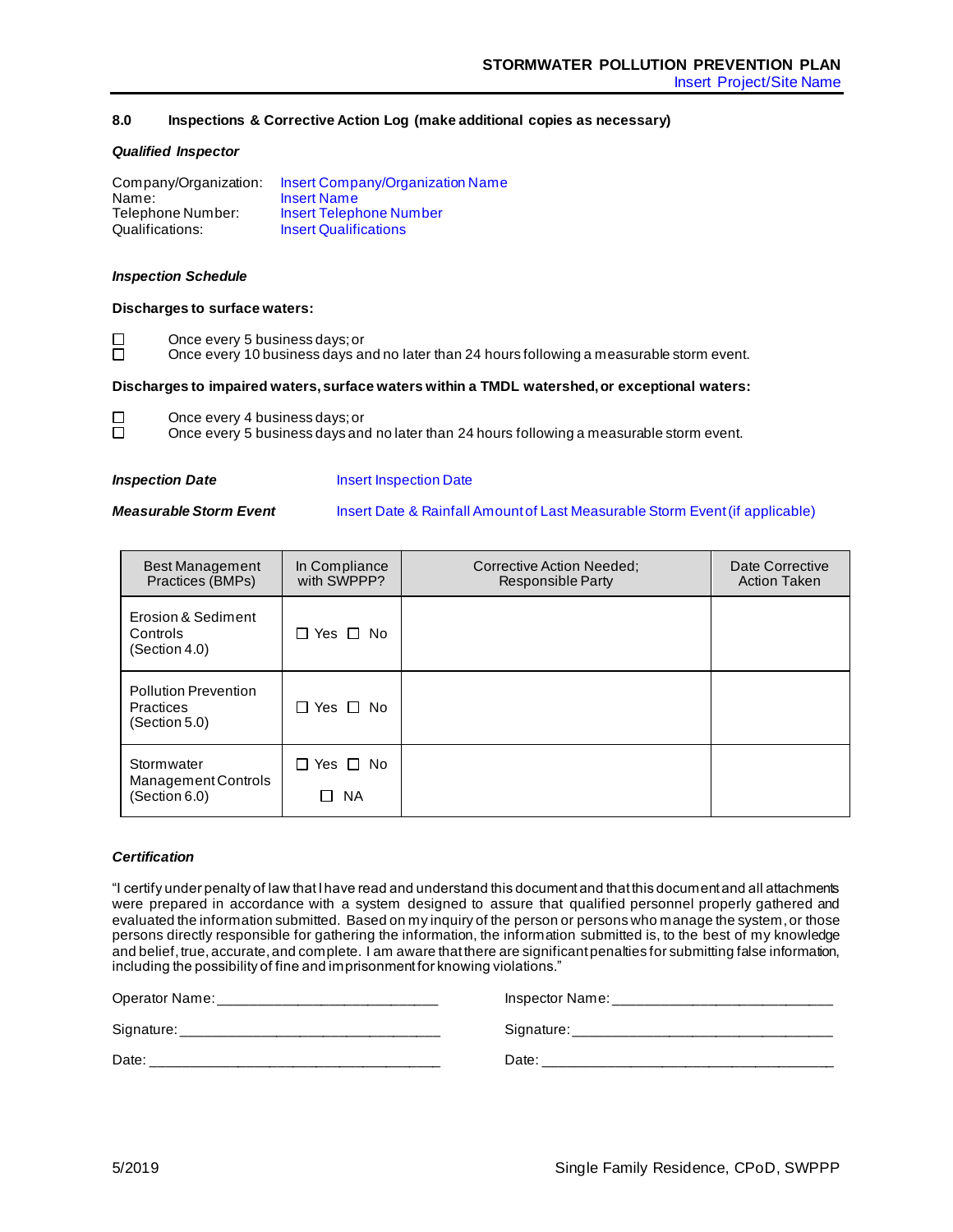## 8.0 Inspections & Corrective Action Log (make additional copies as necessary)

***Qualified Inspector***

Company/Organization: Insert Company/Organization Name
Name: Insert Name
Telephone Number: Insert Telephone Number
Qualifications: Insert Qualifications

***Inspection Schedule***

**Discharges to surface waters:**

☐ Once every 5 business days; or
☐ Once every 10 business days and no later than 24 hours following a measurable storm event.

**Discharges to impaired waters, surface waters within a TMDL watershed, or exceptional waters:**

☐ Once every 4 business days; or
☐ Once every 5 business days and no later than 24 hours following a measurable storm event.

***Inspection Date*** Insert Inspection Date

***Measurable Storm Event*** Insert Date & Rainfall Amount of Last Measurable Storm Event (if applicable)

| Best Management Practices (BMPs) | In Compliance with SWPPP? | Corrective Action Needed; Responsible Party | Date Corrective Action Taken |
|---|---|---|---|
| Erosion & Sediment Controls (Section 4.0) | ☐ Yes ☐ No | | |
| Pollution Prevention Practices (Section 5.0) | ☐ Yes ☐ No | | |
| Stormwater Management Controls (Section 6.0) | ☐ Yes ☐ No ☐ NA | | |

***Certification***

"I certify under penalty of law that I have read and understand this document and that this document and all attachments were prepared in accordance with a system designed to assure that qualified personnel properly gathered and evaluated the information submitted. Based on my inquiry of the person or persons who manage the system, or those persons directly responsible for gathering the information, the information submitted is, to the best of my knowledge and belief, true, accurate, and complete. I am aware that there are significant penalties for submitting false information, including the possibility of fine and imprisonment for knowing violations."

Operator Name: ___________________________ Inspector Name: ___________________________

Signature: ________________________________ Signature: ________________________________

Date: ____________________________________ Date: ____________________________________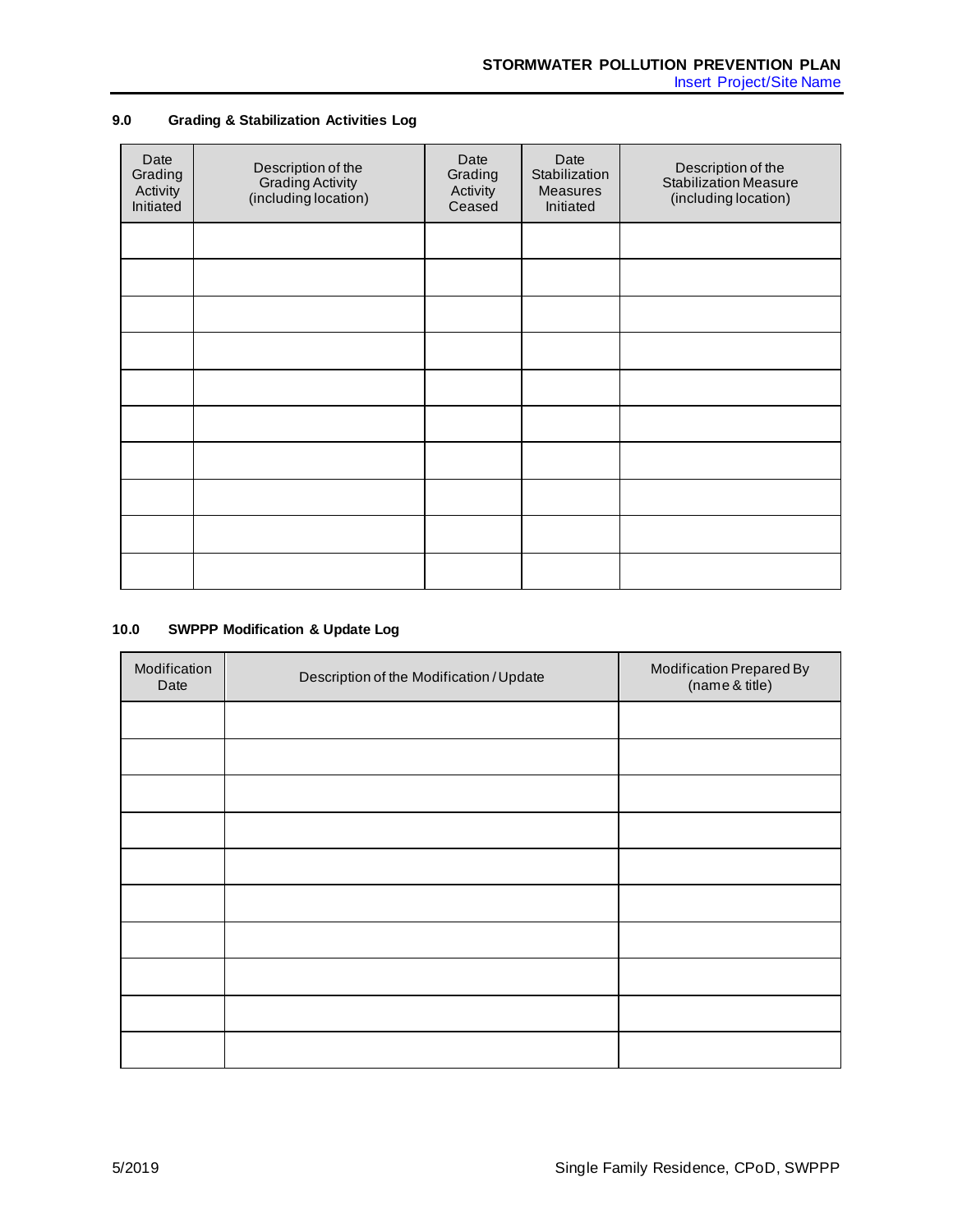## 9.0 Grading & Stabilization Activities Log

| Date Grading Activity Initiated | Description of the Grading Activity (including location) | Date Grading Activity Ceased | Date Stabilization Measures Initiated | Description of the Stabilization Measure (including location) |
|---|---|---|---|---|
| | | | | |
| | | | | |
| | | | | |
| | | | | |
| | | | | |
| | | | | |
| | | | | |
| | | | | |
| | | | | |
| | | | | |

## 10.0 SWPPP Modification & Update Log

| Modification Date | Description of the Modification / Update | Modification Prepared By (name & title) |
|---|---|---|
| | | |
| | | |
| | | |
| | | |
| | | |
| | | |
| | | |
| | | |
| | | |
| | | |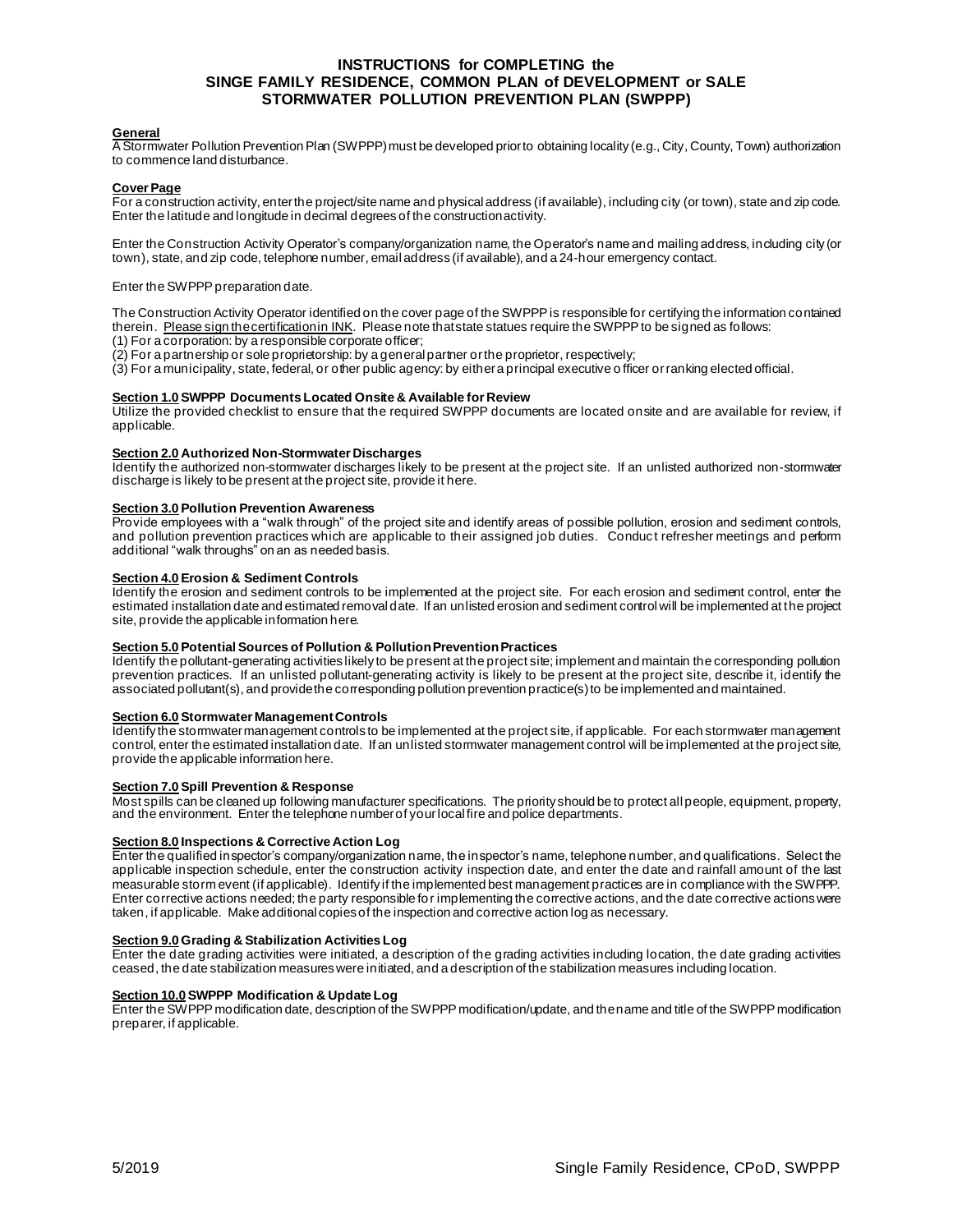# INSTRUCTIONS for COMPLETING the SINGE FAMILY RESIDENCE, COMMON PLAN of DEVELOPMENT or SALE STORMWATER POLLUTION PREVENTION PLAN (SWPPP)

**General**
A Stormwater Pollution Prevention Plan (SWPPP) must be developed prior to obtaining locality (e.g., City, County, Town) authorization to commence land disturbance.

**Cover Page**
For a construction activity, enter the project/site name and physical address (if available), including city (or town), state and zip code. Enter the latitude and longitude in decimal degrees of the construction activity.

Enter the Construction Activity Operator's company/organization name, the Operator's name and mailing address, including city (or town), state, and zip code, telephone number, email address (if available), and a 24-hour emergency contact.

Enter the SWPPP preparation date.

The Construction Activity Operator identified on the cover page of the SWPPP is responsible for certifying the information contained therein. Please sign the certification in INK. Please note that state statues require the SWPPP to be signed as follows:
(1) For a corporation: by a responsible corporate officer;
(2) For a partnership or sole proprietorship: by a general partner or the proprietor, respectively;
(3) For a municipality, state, federal, or other public agency: by either a principal executive officer or ranking elected official.

**Section 1.0 SWPPP Documents Located Onsite & Available for Review**
Utilize the provided checklist to ensure that the required SWPPP documents are located onsite and are available for review, if applicable.

**Section 2.0 Authorized Non-Stormwater Discharges**
Identify the authorized non-stormwater discharges likely to be present at the project site. If an unlisted authorized non-stormwater discharge is likely to be present at the project site, provide it here.

**Section 3.0 Pollution Prevention Awareness**
Provide employees with a "walk through" of the project site and identify areas of possible pollution, erosion and sediment controls, and pollution prevention practices which are applicable to their assigned job duties. Conduct refresher meetings and perform additional "walk throughs" on an as needed basis.

**Section 4.0 Erosion & Sediment Controls**
Identify the erosion and sediment controls to be implemented at the project site. For each erosion and sediment control, enter the estimated installation date and estimated removal date. If an unlisted erosion and sediment control will be implemented at the project site, provide the applicable information here.

**Section 5.0 Potential Sources of Pollution & Pollution Prevention Practices**
Identify the pollutant-generating activities likely to be present at the project site; implement and maintain the corresponding pollution prevention practices. If an unlisted pollutant-generating activity is likely to be present at the project site, describe it, identify the associated pollutant(s), and provide the corresponding pollution prevention practice(s) to be implemented and maintained.

**Section 6.0 Stormwater Management Controls**
Identify the stormwater management controls to be implemented at the project site, if applicable. For each stormwater management control, enter the estimated installation date. If an unlisted stormwater management control will be implemented at the project site, provide the applicable information here.

**Section 7.0 Spill Prevention & Response**
Most spills can be cleaned up following manufacturer specifications. The priority should be to protect all people, equipment, property, and the environment. Enter the telephone number of your local fire and police departments.

**Section 8.0 Inspections & Corrective Action Log**
Enter the qualified inspector's company/organization name, the inspector's name, telephone number, and qualifications. Select the applicable inspection schedule, enter the construction activity inspection date, and enter the date and rainfall amount of the last measurable storm event (if applicable). Identify if the implemented best management practices are in compliance with the SWPPP. Enter corrective actions needed; the party responsible for implementing the corrective actions, and the date corrective actions were taken, if applicable. Make additional copies of the inspection and corrective action log as necessary.

**Section 9.0 Grading & Stabilization Activities Log**
Enter the date grading activities were initiated, a description of the grading activities including location, the date grading activities ceased, the date stabilization measures were initiated, and a description of the stabilization measures including location.

**Section 10.0 SWPPP Modification & Update Log**
Enter the SWPPP modification date, description of the SWPPP modification/update, and the name and title of the SWPPP modification preparer, if applicable.